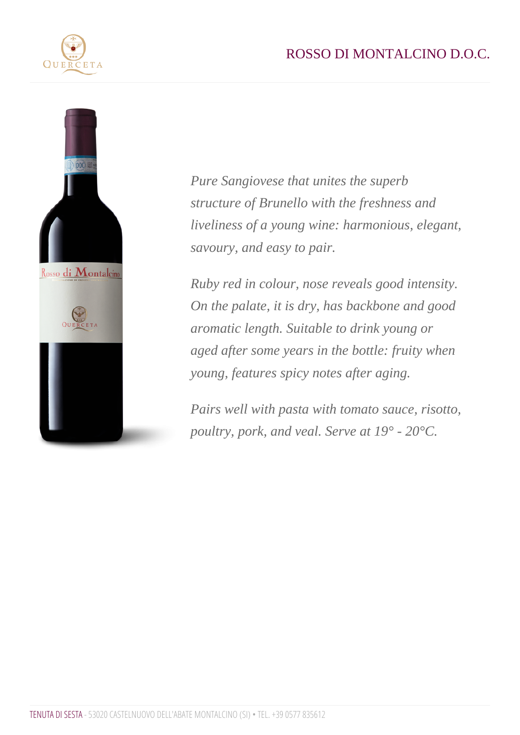# ROSSO DI MONTALCINO D.O.C.

*Pure Sangiovese that unites the superb structure of Brunello with the freshness and liveliness of a young wine: harmonious, elegant, savoury, and easy to pair.*

*Ruby red in colour, nose reveals good intensity. On the palate, it is dry, has backbone and good aromatic length. Suitable to drink young or aged after some years in the bottle: fruity when young, features spicy notes after aging.*

*Pairs well with pasta with tomato sauce, risotto, poultry, pork, and veal. Serve at 19° - 20°C.*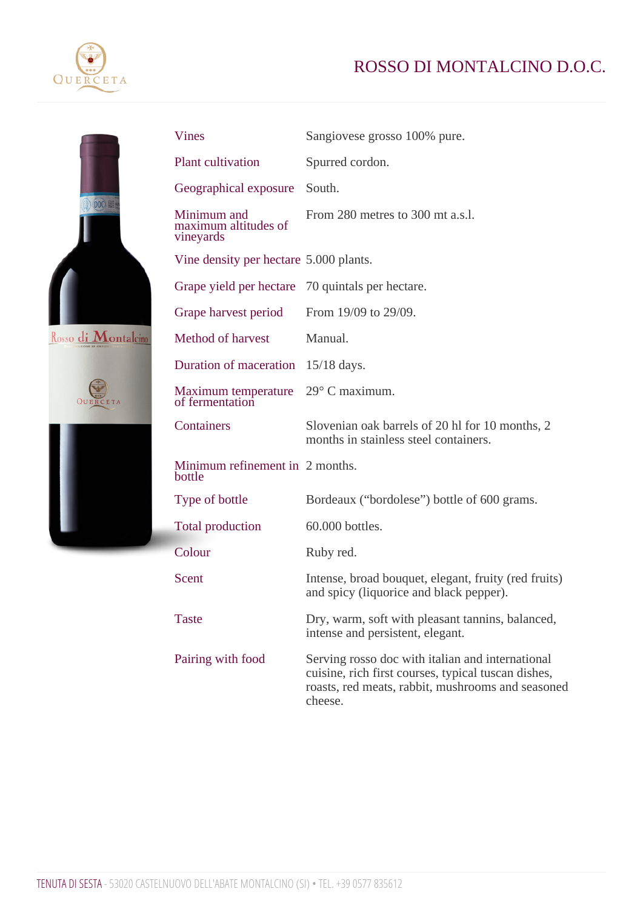# ROSSO DI MONTALCINO D.O.C.

| | |
|---|---|
| Vines | Sangiovese grosso 100% pure. |
| Plant cultivation | Spurred cordon. |
| Geographical exposure | South. |
| Minimum and maximum altitudes of vineyards | From 280 metres to 300 mt a.s.l. |
| Vine density per hectare | 5.000 plants. |
| Grape yield per hectare | 70 quintals per hectare. |
| Grape harvest period | From 19/09 to 29/09. |
| Method of harvest | Manual. |
| Duration of maceration | 15/18 days. |
| Maximum temperature of fermentation | 29° C maximum. |
| Containers | Slovenian oak barrels of 20 hl for 10 months, 2 months in stainless steel containers. |
| Minimum refinement in bottle | 2 months. |
| Type of bottle | Bordeaux (“bordolese”) bottle of 600 grams. |
| Total production | 60.000 bottles. |
| Colour | Ruby red. |
| Scent | Intense, broad bouquet, elegant, fruity (red fruits) and spicy (liquorice and black pepper). |
| Taste | Dry, warm, soft with pleasant tannins, balanced, intense and persistent, elegant. |
| Pairing with food | Serving rosso doc with italian and international cuisine, rich first courses, typical tuscan dishes, roasts, red meats, rabbit, mushrooms and seasoned cheese. |